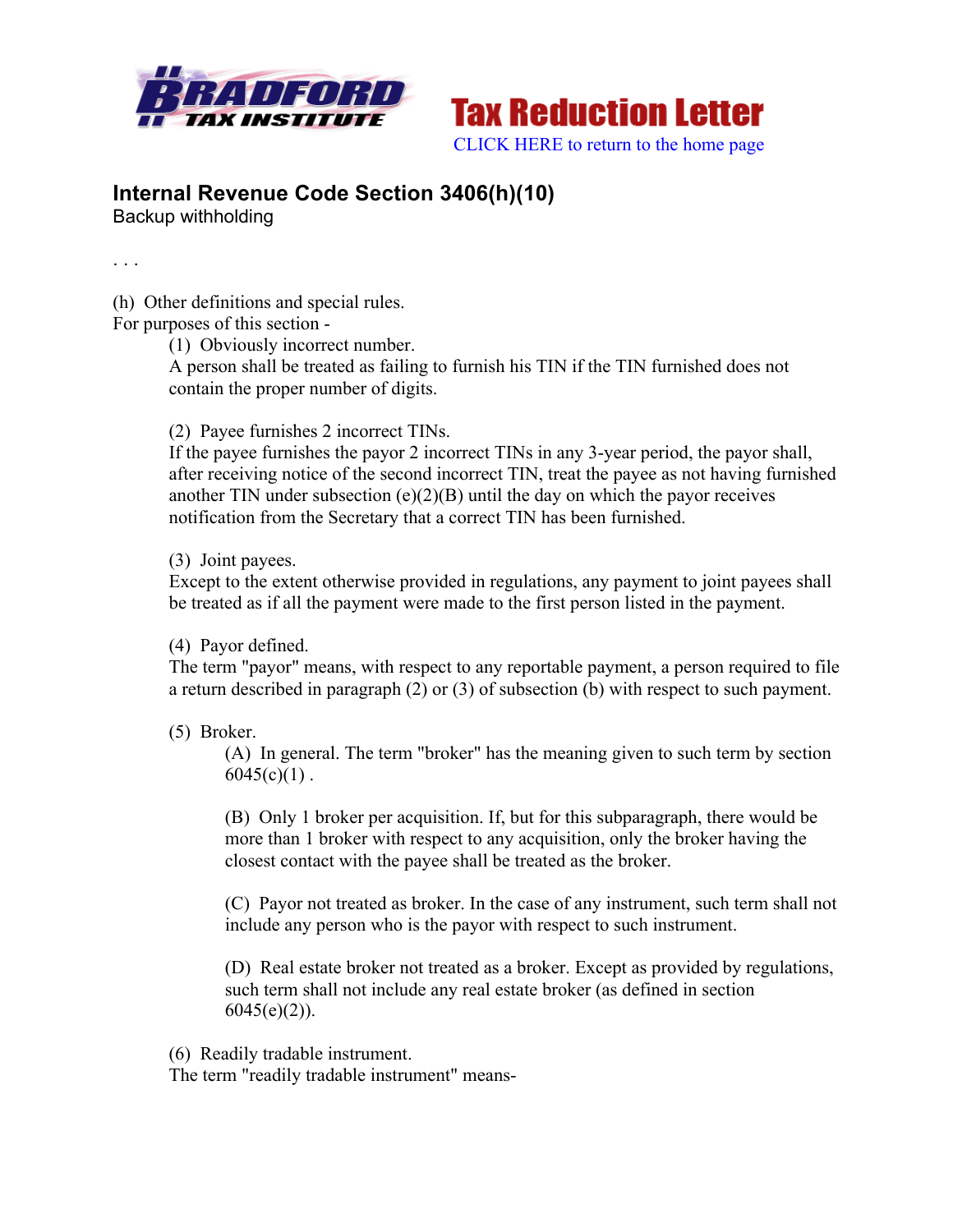Tax Reduction Letter

CLICK HERE to return to the home page

## Internal Revenue Code Section 3406(h)(10)

Backup withholding

. . .

(h) Other definitions and special rules.
For purposes of this section -

(1) Obviously incorrect number.
A person shall be treated as failing to furnish his TIN if the TIN furnished does not contain the proper number of digits.

(2) Payee furnishes 2 incorrect TINs.
If the payee furnishes the payor 2 incorrect TINs in any 3-year period, the payor shall, after receiving notice of the second incorrect TIN, treat the payee as not having furnished another TIN under subsection (e)(2)(B) until the day on which the payor receives notification from the Secretary that a correct TIN has been furnished.

(3) Joint payees.
Except to the extent otherwise provided in regulations, any payment to joint payees shall be treated as if all the payment were made to the first person listed in the payment.

(4) Payor defined.
The term "payor" means, with respect to any reportable payment, a person required to file a return described in paragraph (2) or (3) of subsection (b) with respect to such payment.

(5) Broker.

(A) In general. The term "broker" has the meaning given to such term by section 6045(c)(1) .

(B) Only 1 broker per acquisition. If, but for this subparagraph, there would be more than 1 broker with respect to any acquisition, only the broker having the closest contact with the payee shall be treated as the broker.

(C) Payor not treated as broker. In the case of any instrument, such term shall not include any person who is the payor with respect to such instrument.

(D) Real estate broker not treated as a broker. Except as provided by regulations, such term shall not include any real estate broker (as defined in section 6045(e)(2)).

(6) Readily tradable instrument.
The term "readily tradable instrument" means-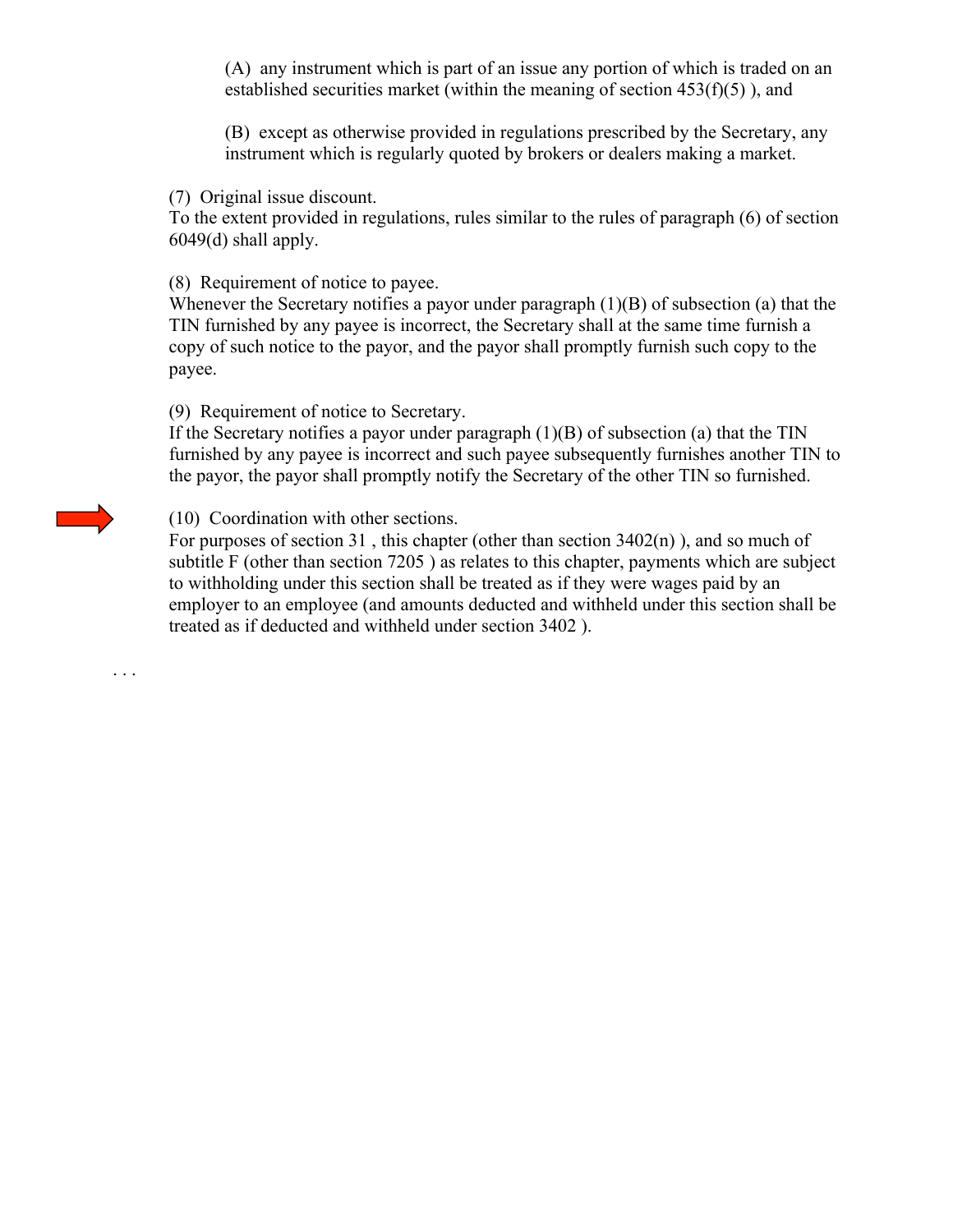(A) any instrument which is part of an issue any portion of which is traded on an established securities market (within the meaning of section 453(f)(5) ), and

(B) except as otherwise provided in regulations prescribed by the Secretary, any instrument which is regularly quoted by brokers or dealers making a market.

(7) Original issue discount.
To the extent provided in regulations, rules similar to the rules of paragraph (6) of section 6049(d) shall apply.

(8) Requirement of notice to payee.
Whenever the Secretary notifies a payor under paragraph (1)(B) of subsection (a) that the TIN furnished by any payee is incorrect, the Secretary shall at the same time furnish a copy of such notice to the payor, and the payor shall promptly furnish such copy to the payee.

(9) Requirement of notice to Secretary.
If the Secretary notifies a payor under paragraph (1)(B) of subsection (a) that the TIN furnished by any payee is incorrect and such payee subsequently furnishes another TIN to the payor, the payor shall promptly notify the Secretary of the other TIN so furnished.

(10) Coordination with other sections.
For purposes of section 31 , this chapter (other than section 3402(n) ), and so much of subtitle F (other than section 7205 ) as relates to this chapter, payments which are subject to withholding under this section shall be treated as if they were wages paid by an employer to an employee (and amounts deducted and withheld under this section shall be treated as if deducted and withheld under section 3402 ).

. . .